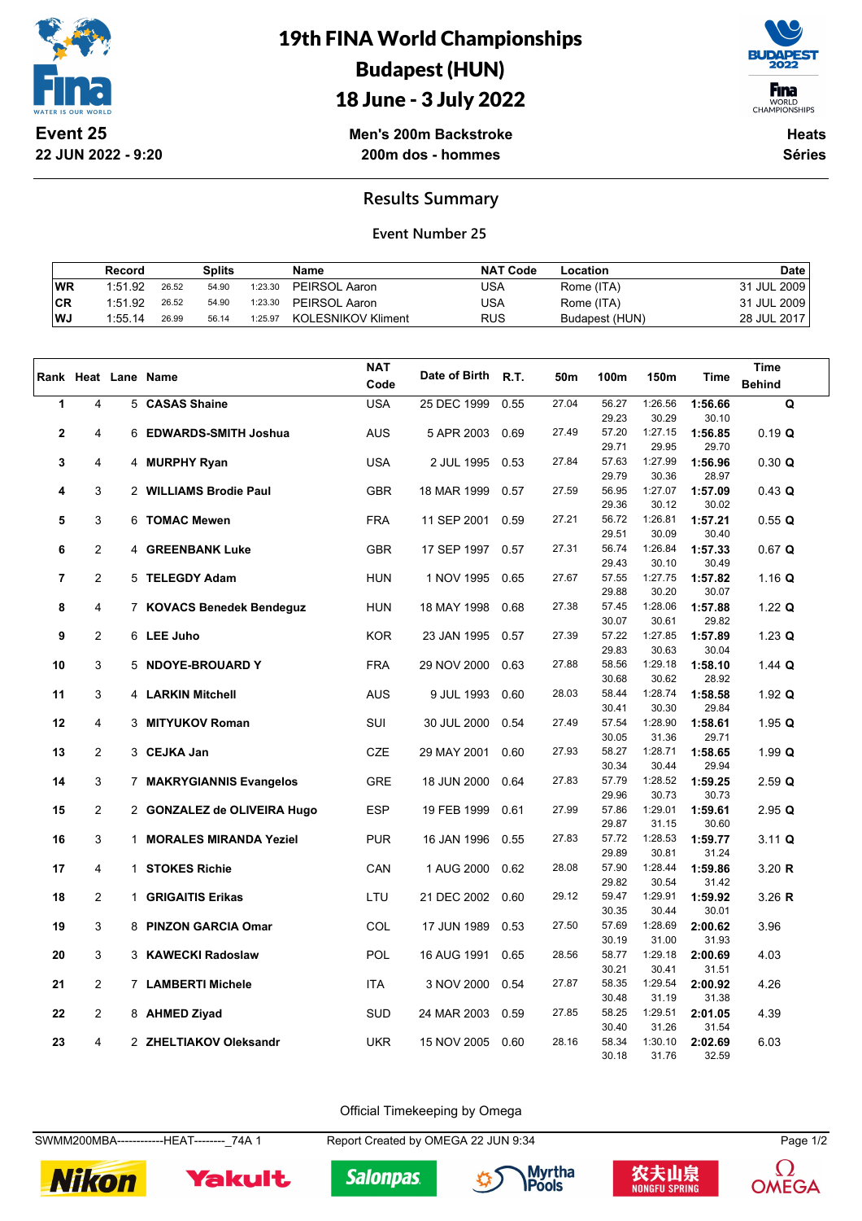# 19th FINA World Championships
## Budapest (HUN)
## 18 June - 3 July 2022

**Event 25**
**22 JUN 2022 - 9:20**

**Men's 200m Backstroke**
**200m dos - hommes**

**Heats**
**Séries**

## Results Summary

### Event Number 25

| | Record | Splits | | | Name | NAT Code | Location | Date |
|---|---|---|---|---|---|---|---|---|
| WR | 1:51.92 | 26.52 | 54.90 | 1:23.30 | PEIRSOL Aaron | USA | Rome (ITA) | 31 JUL 2009 |
| CR | 1:51.92 | 26.52 | 54.90 | 1:23.30 | PEIRSOL Aaron | USA | Rome (ITA) | 31 JUL 2009 |
| WJ | 1:55.14 | 26.99 | 56.14 | 1:25.97 | KOLESNIKOV Kliment | RUS | Budapest (HUN) | 28 JUL 2017 |

| Rank | Heat | Lane | Name | NAT Code | Date of Birth | R.T. | 50m | 100m | 150m | Time | Time Behind |
|---|---|---|---|---|---|---|---|---|---|---|---|
| 1 | 4 | 5 | **CASAS Shaine** | USA | 25 DEC 1999 | 0.55 | 27.04 | 56.27 | 1:26.56 | **1:56.66** | **Q** |
| | | | | | | | | 29.23 | 30.29 | 30.10 | |
| 2 | 4 | 6 | **EDWARDS-SMITH Joshua** | AUS | 5 APR 2003 | 0.69 | 27.49 | 57.20 | 1:27.15 | **1:56.85** | 0.19 **Q** |
| | | | | | | | | 29.71 | 29.95 | 29.70 | |
| 3 | 4 | 4 | **MURPHY Ryan** | USA | 2 JUL 1995 | 0.53 | 27.84 | 57.63 | 1:27.99 | **1:56.96** | 0.30 **Q** |
| | | | | | | | | 29.79 | 30.36 | 28.97 | |
| 4 | 3 | 2 | **WILLIAMS Brodie Paul** | GBR | 18 MAR 1999 | 0.57 | 27.59 | 56.95 | 1:27.07 | **1:57.09** | 0.43 **Q** |
| | | | | | | | | 29.36 | 30.12 | 30.02 | |
| 5 | 3 | 6 | **TOMAC Mewen** | FRA | 11 SEP 2001 | 0.59 | 27.21 | 56.72 | 1:26.81 | **1:57.21** | 0.55 **Q** |
| | | | | | | | | 29.51 | 30.09 | 30.40 | |
| 6 | 2 | 4 | **GREENBANK Luke** | GBR | 17 SEP 1997 | 0.57 | 27.31 | 56.74 | 1:26.84 | **1:57.33** | 0.67 **Q** |
| | | | | | | | | 29.43 | 30.10 | 30.49 | |
| 7 | 2 | 5 | **TELEGDY Adam** | HUN | 1 NOV 1995 | 0.65 | 27.67 | 57.55 | 1:27.75 | **1:57.82** | 1.16 **Q** |
| | | | | | | | | 29.88 | 30.20 | 30.07 | |
| 8 | 4 | 7 | **KOVACS Benedek Bendeguz** | HUN | 18 MAY 1998 | 0.68 | 27.38 | 57.45 | 1:28.06 | **1:57.88** | 1.22 **Q** |
| | | | | | | | | 30.07 | 30.61 | 29.82 | |
| 9 | 2 | 6 | **LEE Juho** | KOR | 23 JAN 1995 | 0.57 | 27.39 | 57.22 | 1:27.85 | **1:57.89** | 1.23 **Q** |
| | | | | | | | | 29.83 | 30.63 | 30.04 | |
| 10 | 3 | 5 | **NDOYE-BROUARD Y** | FRA | 29 NOV 2000 | 0.63 | 27.88 | 58.56 | 1:29.18 | **1:58.10** | 1.44 **Q** |
| | | | | | | | | 30.68 | 30.62 | 28.92 | |
| 11 | 3 | 4 | **LARKIN Mitchell** | AUS | 9 JUL 1993 | 0.60 | 28.03 | 58.44 | 1:28.74 | **1:58.58** | 1.92 **Q** |
| | | | | | | | | 30.41 | 30.30 | 29.84 | |
| 12 | 4 | 3 | **MITYUKOV Roman** | SUI | 30 JUL 2000 | 0.54 | 27.49 | 57.54 | 1:28.90 | **1:58.61** | 1.95 **Q** |
| | | | | | | | | 30.05 | 31.36 | 29.71 | |
| 13 | 2 | 3 | **CEJKA Jan** | CZE | 29 MAY 2001 | 0.60 | 27.93 | 58.27 | 1:28.71 | **1:58.65** | 1.99 **Q** |
| | | | | | | | | 30.34 | 30.44 | 29.94 | |
| 14 | 3 | 7 | **MAKRYGIANNIS Evangelos** | GRE | 18 JUN 2000 | 0.64 | 27.83 | 57.79 | 1:28.52 | **1:59.25** | 2.59 **Q** |
| | | | | | | | | 29.96 | 30.73 | 30.73 | |
| 15 | 2 | 2 | **GONZALEZ de OLIVEIRA Hugo** | ESP | 19 FEB 1999 | 0.61 | 27.99 | 57.86 | 1:29.01 | **1:59.61** | 2.95 **Q** |
| | | | | | | | | 29.87 | 31.15 | 30.60 | |
| 16 | 3 | 1 | **MORALES MIRANDA Yeziel** | PUR | 16 JAN 1996 | 0.55 | 27.83 | 57.72 | 1:28.53 | **1:59.77** | 3.11 **Q** |
| | | | | | | | | 29.89 | 30.81 | 31.24 | |
| 17 | 4 | 1 | **STOKES Richie** | CAN | 1 AUG 2000 | 0.62 | 28.08 | 57.90 | 1:28.44 | **1:59.86** | 3.20 **R** |
| | | | | | | | | 29.82 | 30.54 | 31.42 | |
| 18 | 2 | 1 | **GRIGAITIS Erikas** | LTU | 21 DEC 2002 | 0.60 | 29.12 | 59.47 | 1:29.91 | **1:59.92** | 3.26 **R** |
| | | | | | | | | 30.35 | 30.44 | 30.01 | |
| 19 | 3 | 8 | **PINZON GARCIA Omar** | COL | 17 JUN 1989 | 0.53 | 27.50 | 57.69 | 1:28.69 | **2:00.62** | 3.96 |
| | | | | | | | | 30.19 | 31.00 | 31.93 | |
| 20 | 3 | 3 | **KAWECKI Radoslaw** | POL | 16 AUG 1991 | 0.65 | 28.56 | 58.77 | 1:29.18 | **2:00.69** | 4.03 |
| | | | | | | | | 30.21 | 30.41 | 31.51 | |
| 21 | 2 | 7 | **LAMBERTI Michele** | ITA | 3 NOV 2000 | 0.54 | 27.87 | 58.35 | 1:29.54 | **2:00.92** | 4.26 |
| | | | | | | | | 30.48 | 31.19 | 31.38 | |
| 22 | 2 | 8 | **AHMED Ziyad** | SUD | 24 MAR 2003 | 0.59 | 27.85 | 58.25 | 1:29.51 | **2:01.05** | 4.39 |
| | | | | | | | | 30.40 | 31.26 | 31.54 | |
| 23 | 4 | 2 | **ZHELTIAKOV Oleksandr** | UKR | 15 NOV 2005 | 0.60 | 28.16 | 58.34 | 1:30.10 | **2:02.69** | 6.03 |
| | | | | | | | | 30.18 | 31.76 | 32.59 | |

Official Timekeeping by Omega

SWMM200MBA------------HEAT--------_74A 1 Report Created by OMEGA 22 JUN 9:34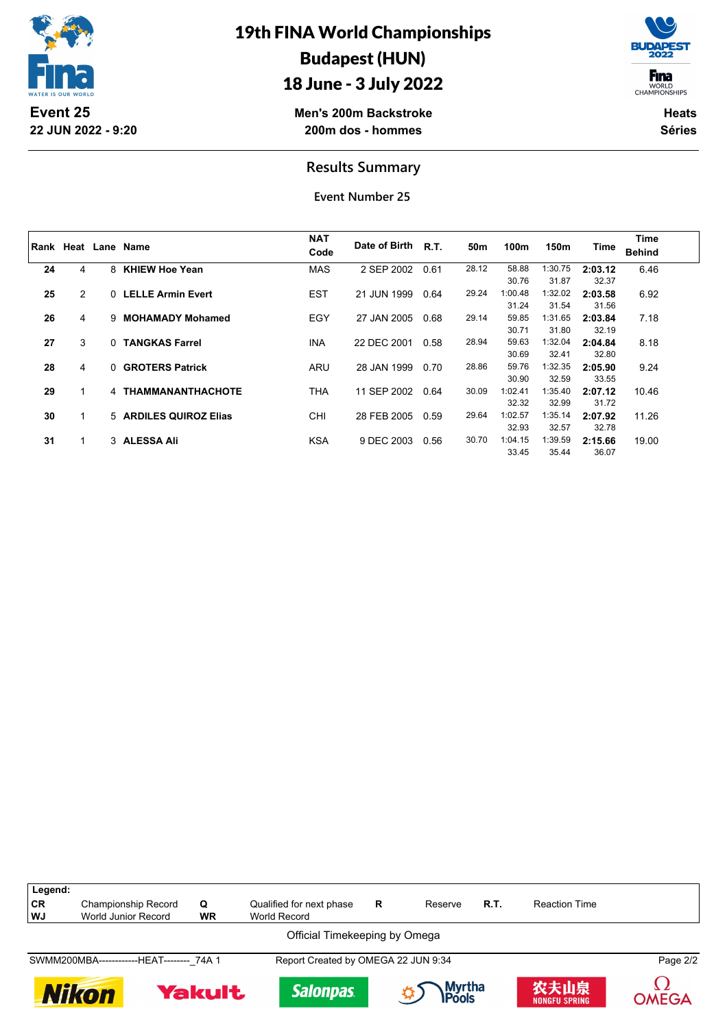# 19th FINA World Championships
# Budapest (HUN)
# 18 June - 3 July 2022

**Event 25**
**22 JUN 2022 - 9:20**

**Men's 200m Backstroke**
**200m dos - hommes**

**Heats**
**Séries**

## Results Summary

**Event Number 25**

| Rank | Heat | Lane | Name | NAT Code | Date of Birth | R.T. | 50m | 100m | 150m | Time | Time Behind |
|---|---|---|---|---|---|---|---|---|---|---|---|
| **24** | 4 | 8 | **KHIEW Hoe Yean** | MAS | 2 SEP 2002 | 0.61 | 28.12 | 58.88 | 1:30.75 | **2:03.12** | 6.46 |
| | | | | | | | | 30.76 | 31.87 | 32.37 | |
| **25** | 2 | 0 | **LELLE Armin Evert** | EST | 21 JUN 1999 | 0.64 | 29.24 | 1:00.48 | 1:32.02 | **2:03.58** | 6.92 |
| | | | | | | | | 31.24 | 31.54 | 31.56 | |
| **26** | 4 | 9 | **MOHAMADY Mohamed** | EGY | 27 JAN 2005 | 0.68 | 29.14 | 59.85 | 1:31.65 | **2:03.84** | 7.18 |
| | | | | | | | | 30.71 | 31.80 | 32.19 | |
| **27** | 3 | 0 | **TANGKAS Farrel** | INA | 22 DEC 2001 | 0.58 | 28.94 | 59.63 | 1:32.04 | **2:04.84** | 8.18 |
| | | | | | | | | 30.69 | 32.41 | 32.80 | |
| **28** | 4 | 0 | **GROTERS Patrick** | ARU | 28 JAN 1999 | 0.70 | 28.86 | 59.76 | 1:32.35 | **2:05.90** | 9.24 |
| | | | | | | | | 30.90 | 32.59 | 33.55 | |
| **29** | 1 | 4 | **THAMMANANTHACHOTE** | THA | 11 SEP 2002 | 0.64 | 30.09 | 1:02.41 | 1:35.40 | **2:07.12** | 10.46 |
| | | | | | | | | 32.32 | 32.99 | 31.72 | |
| **30** | 1 | 5 | **ARDILES QUIROZ Elias** | CHI | 28 FEB 2005 | 0.59 | 29.64 | 1:02.57 | 1:35.14 | **2:07.92** | 11.26 |
| | | | | | | | | 32.93 | 32.57 | 32.78 | |
| **31** | 1 | 3 | **ALESSA Ali** | KSA | 9 DEC 2003 | 0.56 | 30.70 | 1:04.15 | 1:39.59 | **2:15.66** | 19.00 |
| | | | | | | | | 33.45 | 35.44 | 36.07 | |

**Legend:**

| | | | | | | | |
|---|---|---|---|---|---|---|---|
| CR | Championship Record | Q | Qualified for next phase | R | Reserve | R.T. | Reaction Time |
| WJ | World Junior Record | WR | World Record | | | | |

Official Timekeeping by Omega

SWMM200MBA------------HEAT--------_74A 1 — Report Created by OMEGA 22 JUN 9:34